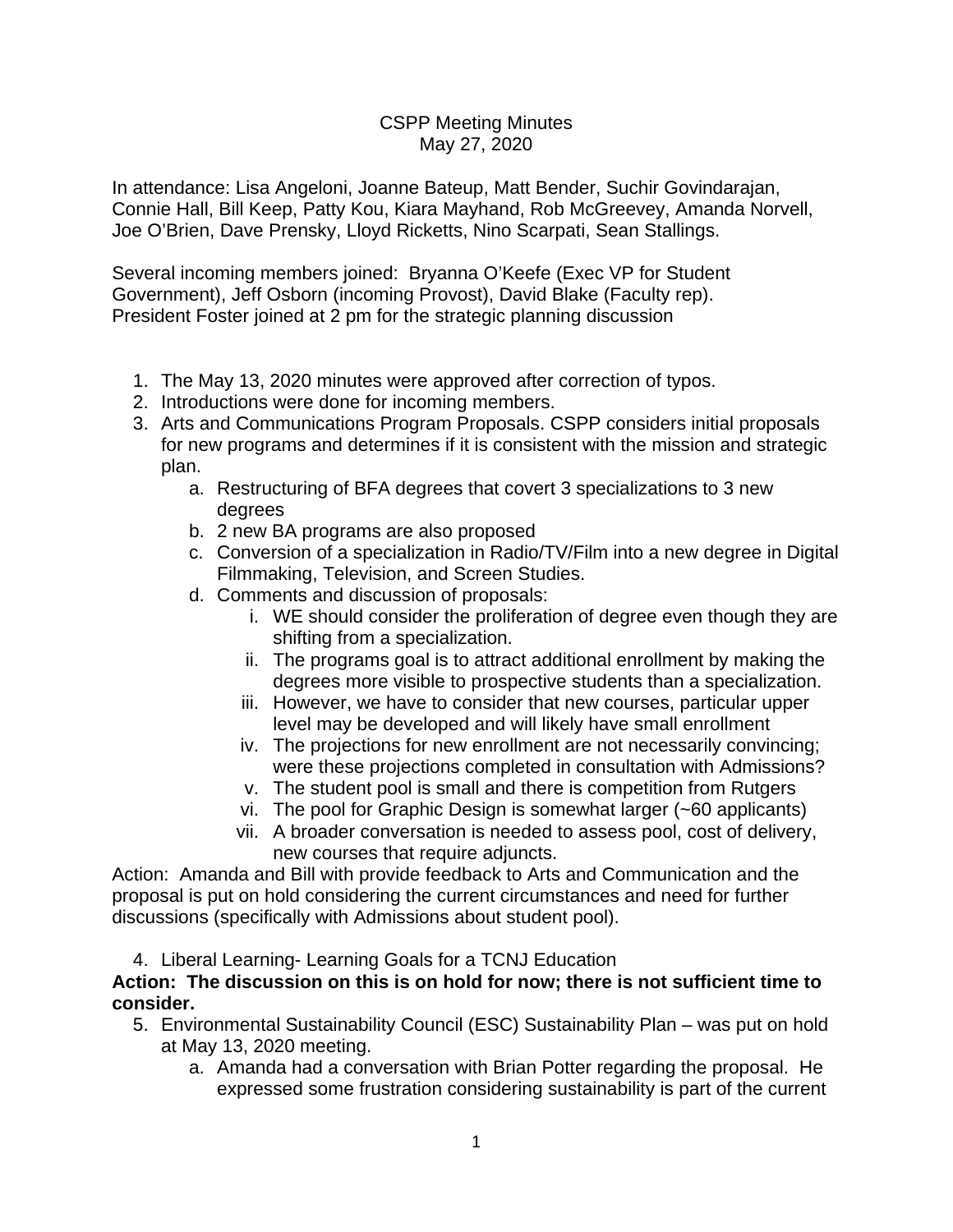CSPP Meeting Minutes
May 27, 2020

In attendance: Lisa Angeloni, Joanne Bateup, Matt Bender, Suchir Govindarajan, Connie Hall, Bill Keep, Patty Kou, Kiara Mayhand, Rob McGreevey, Amanda Norvell, Joe O'Brien, Dave Prensky, Lloyd Ricketts, Nino Scarpati, Sean Stallings.

Several incoming members joined: Bryanna O'Keefe (Exec VP for Student Government), Jeff Osborn (incoming Provost), David Blake (Faculty rep).
President Foster joined at 2 pm for the strategic planning discussion

1. The May 13, 2020 minutes were approved after correction of typos.
2. Introductions were done for incoming members.
3. Arts and Communications Program Proposals. CSPP considers initial proposals for new programs and determines if it is consistent with the mission and strategic plan.
    a. Restructuring of BFA degrees that covert 3 specializations to 3 new degrees
    b. 2 new BA programs are also proposed
    c. Conversion of a specialization in Radio/TV/Film into a new degree in Digital Filmmaking, Television, and Screen Studies.
    d. Comments and discussion of proposals:
        i. WE should consider the proliferation of degree even though they are shifting from a specialization.
        ii. The programs goal is to attract additional enrollment by making the degrees more visible to prospective students than a specialization.
        iii. However, we have to consider that new courses, particular upper level may be developed and will likely have small enrollment
        iv. The projections for new enrollment are not necessarily convincing; were these projections completed in consultation with Admissions?
        v. The student pool is small and there is competition from Rutgers
        vi. The pool for Graphic Design is somewhat larger (~60 applicants)
        vii. A broader conversation is needed to assess pool, cost of delivery, new courses that require adjuncts.

Action: Amanda and Bill with provide feedback to Arts and Communication and the proposal is put on hold considering the current circumstances and need for further discussions (specifically with Admissions about student pool).

4. Liberal Learning- Learning Goals for a TCNJ Education

**Action: The discussion on this is on hold for now; there is not sufficient time to consider.**

5. Environmental Sustainability Council (ESC) Sustainability Plan – was put on hold at May 13, 2020 meeting.
    a. Amanda had a conversation with Brian Potter regarding the proposal. He expressed some frustration considering sustainability is part of the current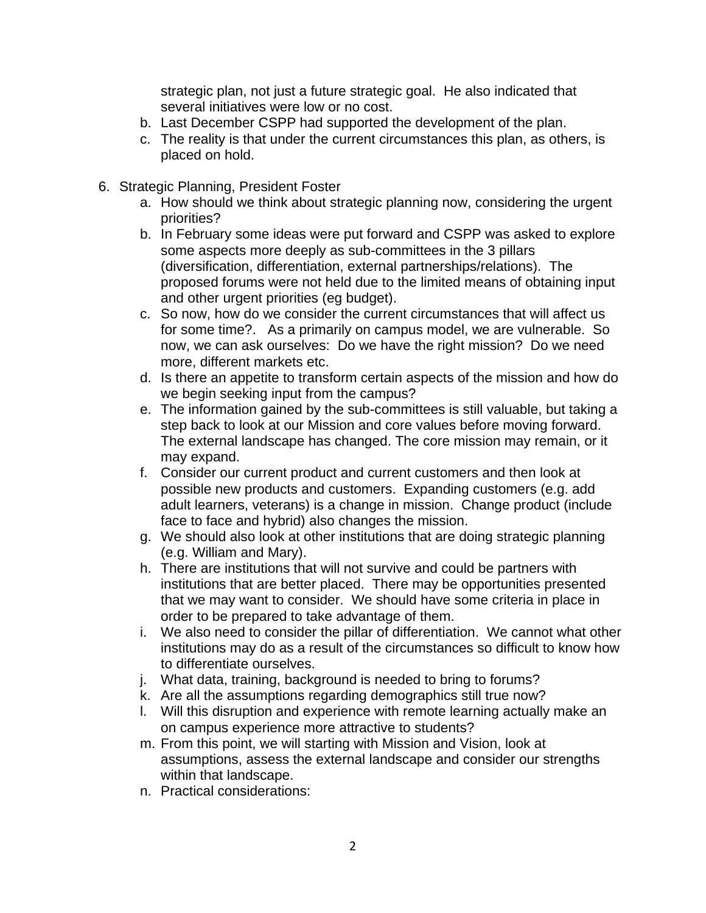strategic plan, not just a future strategic goal.  He also indicated that several initiatives were low or no cost.

b. Last December CSPP had supported the development of the plan.
c. The reality is that under the current circumstances this plan, as others, is placed on hold.

6. Strategic Planning, President Foster
   a. How should we think about strategic planning now, considering the urgent priorities?
   b. In February some ideas were put forward and CSPP was asked to explore some aspects more deeply as sub-committees in the 3 pillars (diversification, differentiation, external partnerships/relations).  The proposed forums were not held due to the limited means of obtaining input and other urgent priorities (eg budget).
   c. So now, how do we consider the current circumstances that will affect us for some time?.   As a primarily on campus model, we are vulnerable.  So now, we can ask ourselves:  Do we have the right mission?  Do we need more, different markets etc.
   d. Is there an appetite to transform certain aspects of the mission and how do we begin seeking input from the campus?
   e. The information gained by the sub-committees is still valuable, but taking a step back to look at our Mission and core values before moving forward. The external landscape has changed. The core mission may remain, or it may expand.
   f. Consider our current product and current customers and then look at possible new products and customers.  Expanding customers (e.g. add adult learners, veterans) is a change in mission.  Change product (include face to face and hybrid) also changes the mission.
   g. We should also look at other institutions that are doing strategic planning (e.g. William and Mary).
   h. There are institutions that will not survive and could be partners with institutions that are better placed.  There may be opportunities presented that we may want to consider.  We should have some criteria in place in order to be prepared to take advantage of them.
   i. We also need to consider the pillar of differentiation.  We cannot what other institutions may do as a result of the circumstances so difficult to know how to differentiate ourselves.
   j. What data, training, background is needed to bring to forums?
   k. Are all the assumptions regarding demographics still true now?
   l. Will this disruption and experience with remote learning actually make an on campus experience more attractive to students?
   m. From this point, we will starting with Mission and Vision, look at assumptions, assess the external landscape and consider our strengths within that landscape.
   n. Practical considerations: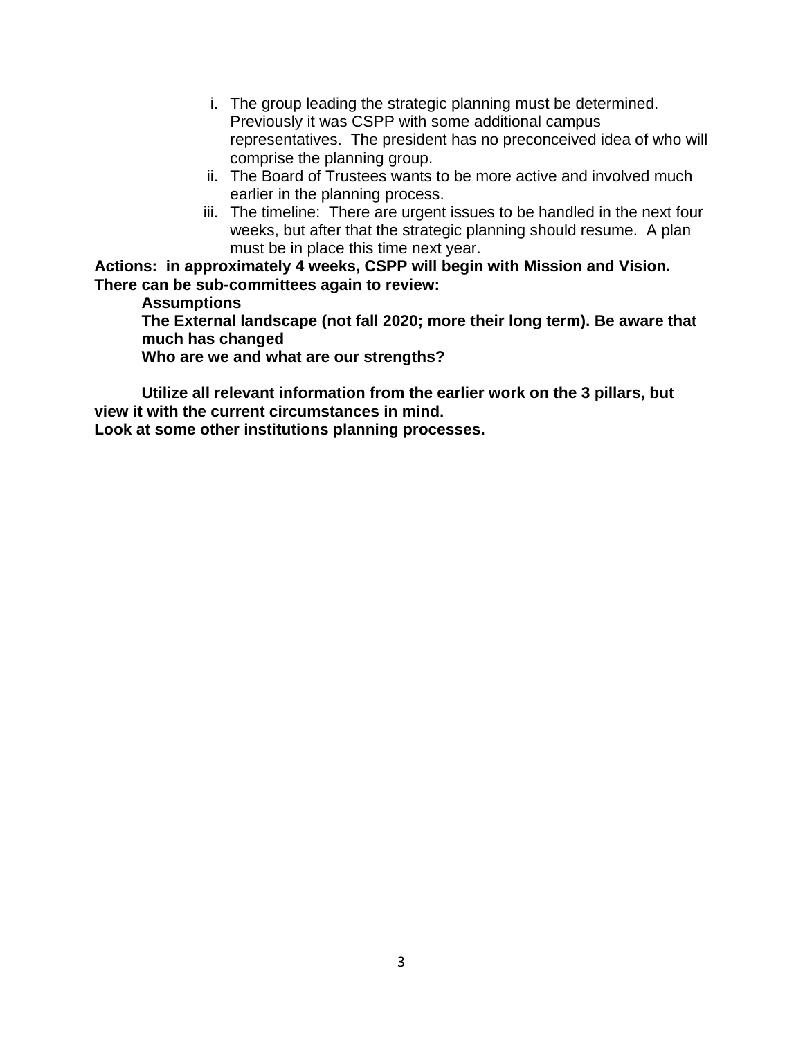i. The group leading the strategic planning must be determined. Previously it was CSPP with some additional campus representatives. The president has no preconceived idea of who will comprise the planning group.
ii. The Board of Trustees wants to be more active and involved much earlier in the planning process.
iii. The timeline: There are urgent issues to be handled in the next four weeks, but after that the strategic planning should resume. A plan must be in place this time next year.

**Actions: in approximately 4 weeks, CSPP will begin with Mission and Vision. There can be sub-committees again to review:**

**Assumptions**

**The External landscape (not fall 2020; more their long term). Be aware that much has changed**

**Who are we and what are our strengths?**

**Utilize all relevant information from the earlier work on the 3 pillars, but view it with the current circumstances in mind.**

**Look at some other institutions planning processes.**